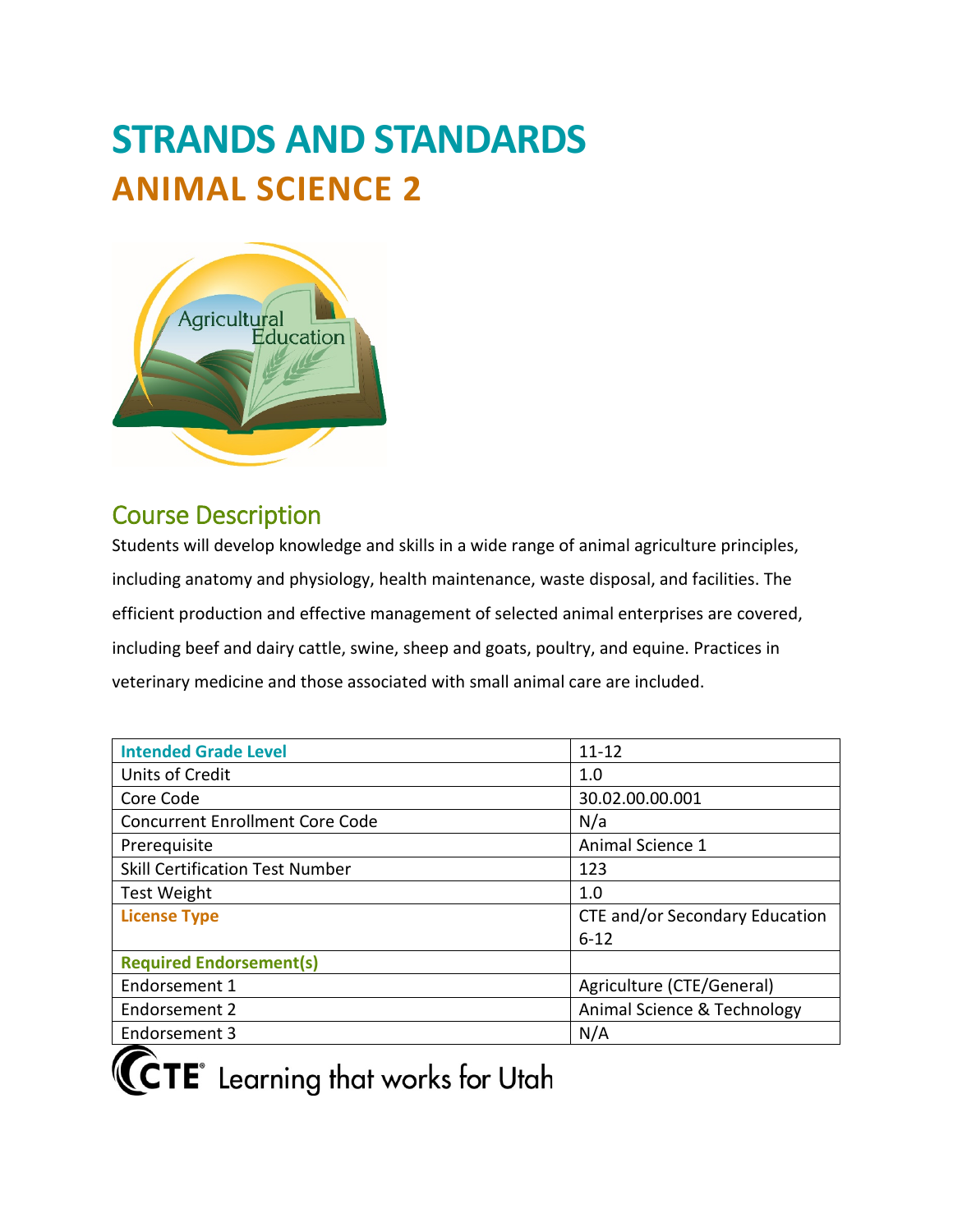# STRANDS AND STANDARDS

## ANIMAL SCIENCE 2

## Course Description

Students will develop knowledge and skills in a wide range of animal agriculture principles, including anatomy and physiology, health maintenance, waste disposal, and facilities. The efficient production and effective management of selected animal enterprises are covered, including beef and dairy cattle, swine, sheep and goats, poultry, and equine. Practices in veterinary medicine and those associated with small animal care are included.

| **Intended Grade Level** | 11-12 |
|---|---|
| Units of Credit | 1.0 |
| Core Code | 30.02.00.00.001 |
| Concurrent Enrollment Core Code | N/a |
| Prerequisite | Animal Science 1 |
| Skill Certification Test Number | 123 |
| Test Weight | 1.0 |
| **License Type** | CTE and/or Secondary Education 6-12 |
| **Required Endorsement(s)** | |
| Endorsement 1 | Agriculture (CTE/General) |
| Endorsement 2 | Animal Science & Technology |
| Endorsement 3 | N/A |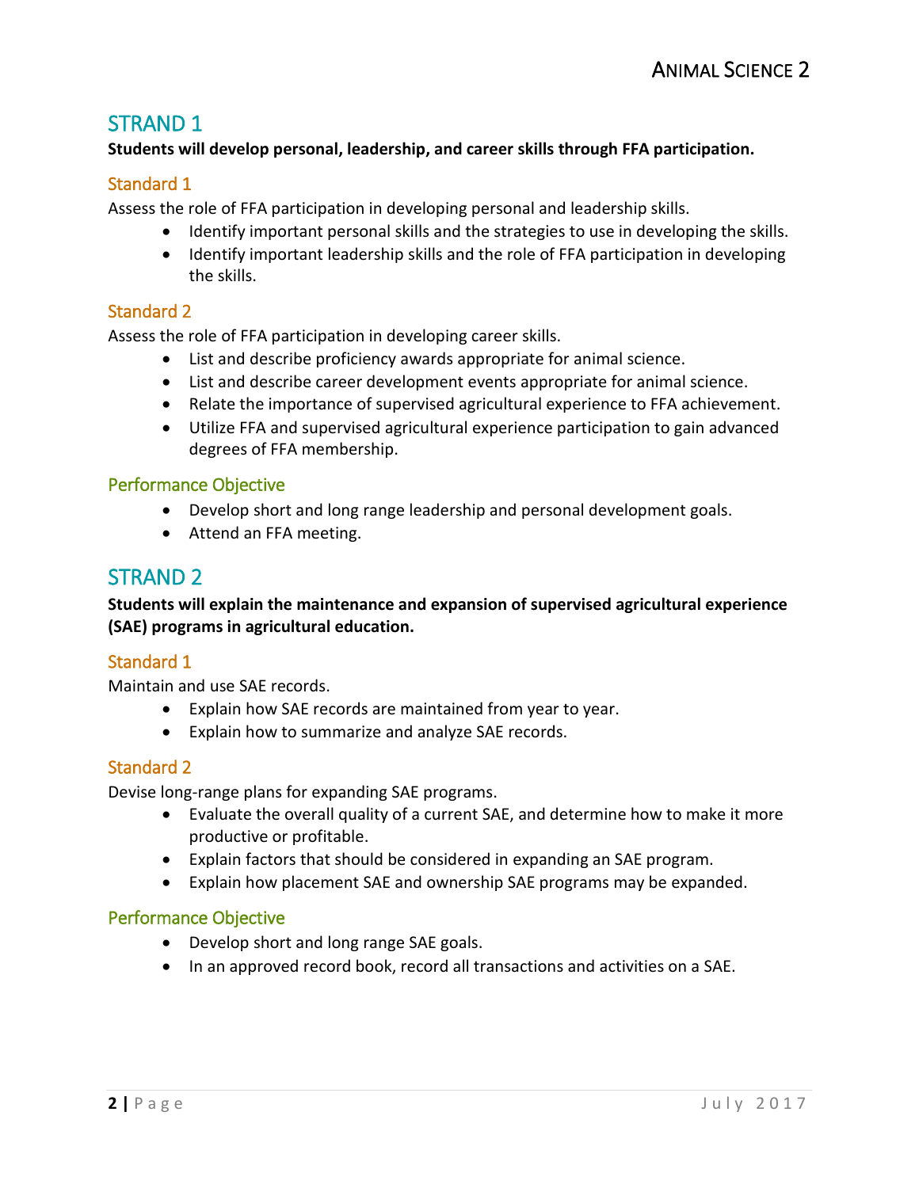## STRAND 1

**Students will develop personal, leadership, and career skills through FFA participation.**

### Standard 1

Assess the role of FFA participation in developing personal and leadership skills.

- Identify important personal skills and the strategies to use in developing the skills.
- Identify important leadership skills and the role of FFA participation in developing the skills.

### Standard 2

Assess the role of FFA participation in developing career skills.

- List and describe proficiency awards appropriate for animal science.
- List and describe career development events appropriate for animal science.
- Relate the importance of supervised agricultural experience to FFA achievement.
- Utilize FFA and supervised agricultural experience participation to gain advanced degrees of FFA membership.

### Performance Objective

- Develop short and long range leadership and personal development goals.
- Attend an FFA meeting.

## STRAND 2

**Students will explain the maintenance and expansion of supervised agricultural experience (SAE) programs in agricultural education.**

### Standard 1

Maintain and use SAE records.

- Explain how SAE records are maintained from year to year.
- Explain how to summarize and analyze SAE records.

### Standard 2

Devise long-range plans for expanding SAE programs.

- Evaluate the overall quality of a current SAE, and determine how to make it more productive or profitable.
- Explain factors that should be considered in expanding an SAE program.
- Explain how placement SAE and ownership SAE programs may be expanded.

### Performance Objective

- Develop short and long range SAE goals.
- In an approved record book, record all transactions and activities on a SAE.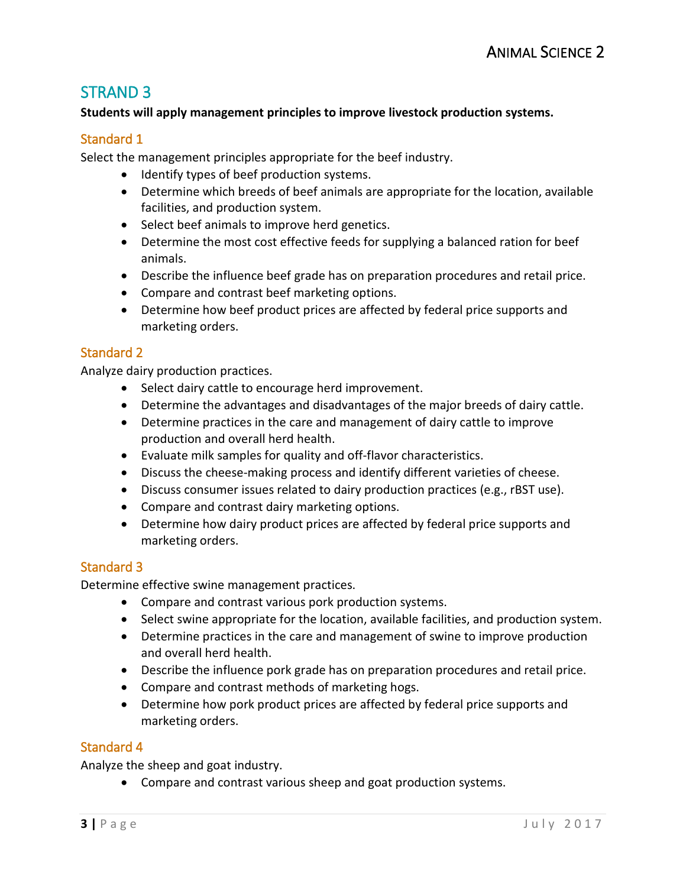## STRAND 3

**Students will apply management principles to improve livestock production systems.**

### Standard 1

Select the management principles appropriate for the beef industry.

- Identify types of beef production systems.
- Determine which breeds of beef animals are appropriate for the location, available facilities, and production system.
- Select beef animals to improve herd genetics.
- Determine the most cost effective feeds for supplying a balanced ration for beef animals.
- Describe the influence beef grade has on preparation procedures and retail price.
- Compare and contrast beef marketing options.
- Determine how beef product prices are affected by federal price supports and marketing orders.

### Standard 2

Analyze dairy production practices.

- Select dairy cattle to encourage herd improvement.
- Determine the advantages and disadvantages of the major breeds of dairy cattle.
- Determine practices in the care and management of dairy cattle to improve production and overall herd health.
- Evaluate milk samples for quality and off-flavor characteristics.
- Discuss the cheese-making process and identify different varieties of cheese.
- Discuss consumer issues related to dairy production practices (e.g., rBST use).
- Compare and contrast dairy marketing options.
- Determine how dairy product prices are affected by federal price supports and marketing orders.

### Standard 3

Determine effective swine management practices.

- Compare and contrast various pork production systems.
- Select swine appropriate for the location, available facilities, and production system.
- Determine practices in the care and management of swine to improve production and overall herd health.
- Describe the influence pork grade has on preparation procedures and retail price.
- Compare and contrast methods of marketing hogs.
- Determine how pork product prices are affected by federal price supports and marketing orders.

### Standard 4

Analyze the sheep and goat industry.

- Compare and contrast various sheep and goat production systems.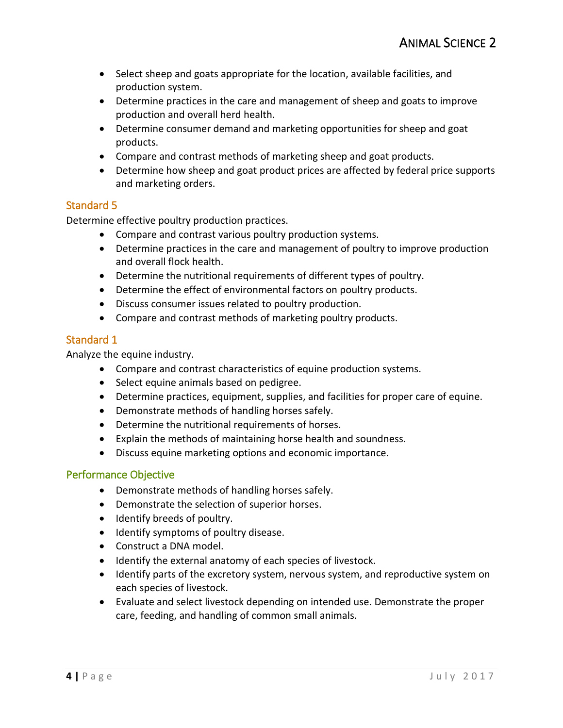- Select sheep and goats appropriate for the location, available facilities, and production system.
- Determine practices in the care and management of sheep and goats to improve production and overall herd health.
- Determine consumer demand and marketing opportunities for sheep and goat products.
- Compare and contrast methods of marketing sheep and goat products.
- Determine how sheep and goat product prices are affected by federal price supports and marketing orders.

## Standard 5

Determine effective poultry production practices.

- Compare and contrast various poultry production systems.
- Determine practices in the care and management of poultry to improve production and overall flock health.
- Determine the nutritional requirements of different types of poultry.
- Determine the effect of environmental factors on poultry products.
- Discuss consumer issues related to poultry production.
- Compare and contrast methods of marketing poultry products.

## Standard 1

Analyze the equine industry.

- Compare and contrast characteristics of equine production systems.
- Select equine animals based on pedigree.
- Determine practices, equipment, supplies, and facilities for proper care of equine.
- Demonstrate methods of handling horses safely.
- Determine the nutritional requirements of horses.
- Explain the methods of maintaining horse health and soundness.
- Discuss equine marketing options and economic importance.

## Performance Objective

- Demonstrate methods of handling horses safely.
- Demonstrate the selection of superior horses.
- Identify breeds of poultry.
- Identify symptoms of poultry disease.
- Construct a DNA model.
- Identify the external anatomy of each species of livestock.
- Identify parts of the excretory system, nervous system, and reproductive system on each species of livestock.
- Evaluate and select livestock depending on intended use. Demonstrate the proper care, feeding, and handling of common small animals.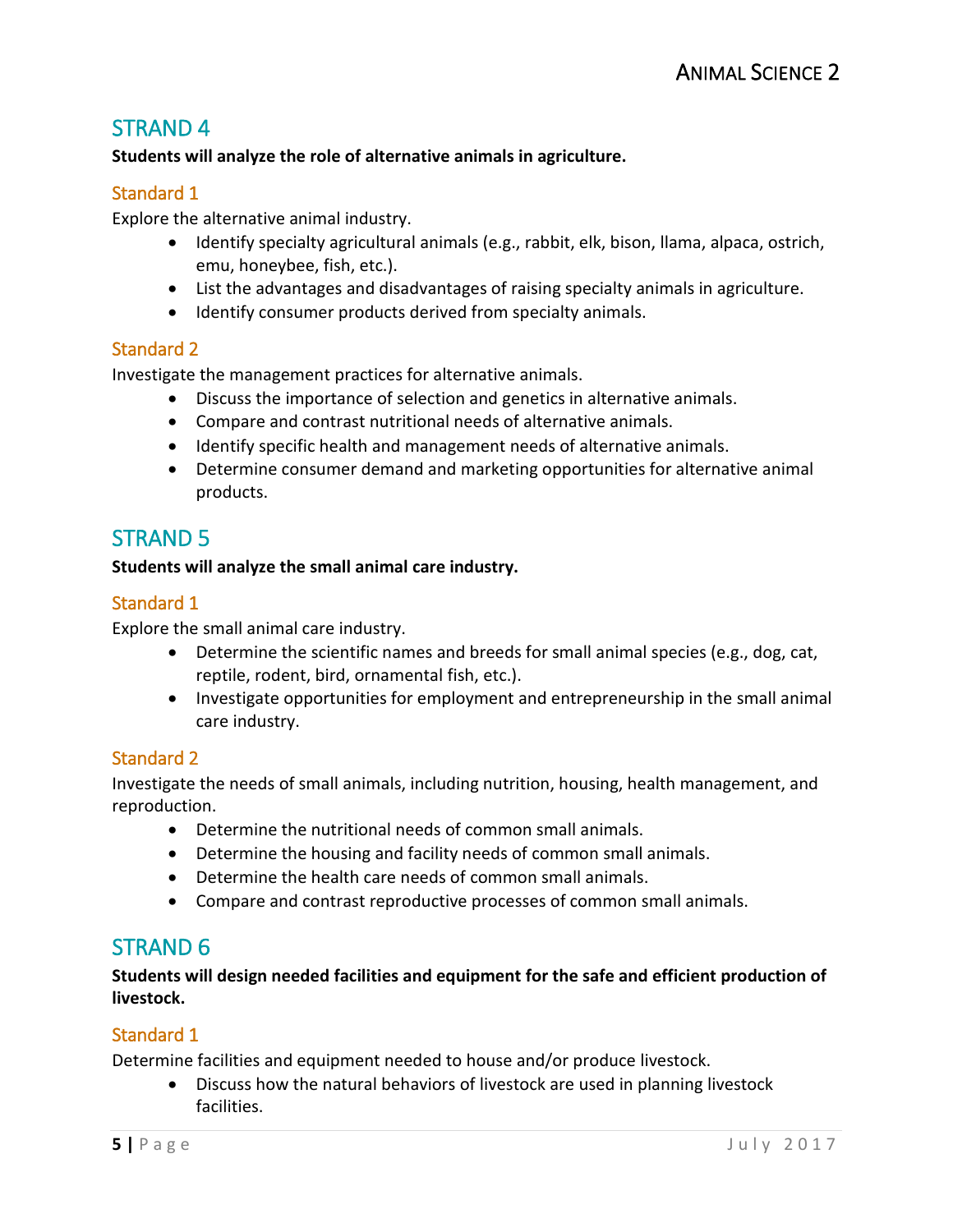## STRAND 4

**Students will analyze the role of alternative animals in agriculture.**

### Standard 1

Explore the alternative animal industry.

- Identify specialty agricultural animals (e.g., rabbit, elk, bison, llama, alpaca, ostrich, emu, honeybee, fish, etc.).
- List the advantages and disadvantages of raising specialty animals in agriculture.
- Identify consumer products derived from specialty animals.

### Standard 2

Investigate the management practices for alternative animals.

- Discuss the importance of selection and genetics in alternative animals.
- Compare and contrast nutritional needs of alternative animals.
- Identify specific health and management needs of alternative animals.
- Determine consumer demand and marketing opportunities for alternative animal products.

## STRAND 5

**Students will analyze the small animal care industry.**

### Standard 1

Explore the small animal care industry.

- Determine the scientific names and breeds for small animal species (e.g., dog, cat, reptile, rodent, bird, ornamental fish, etc.).
- Investigate opportunities for employment and entrepreneurship in the small animal care industry.

### Standard 2

Investigate the needs of small animals, including nutrition, housing, health management, and reproduction.

- Determine the nutritional needs of common small animals.
- Determine the housing and facility needs of common small animals.
- Determine the health care needs of common small animals.
- Compare and contrast reproductive processes of common small animals.

## STRAND 6

**Students will design needed facilities and equipment for the safe and efficient production of livestock.**

### Standard 1

Determine facilities and equipment needed to house and/or produce livestock.

- Discuss how the natural behaviors of livestock are used in planning livestock facilities.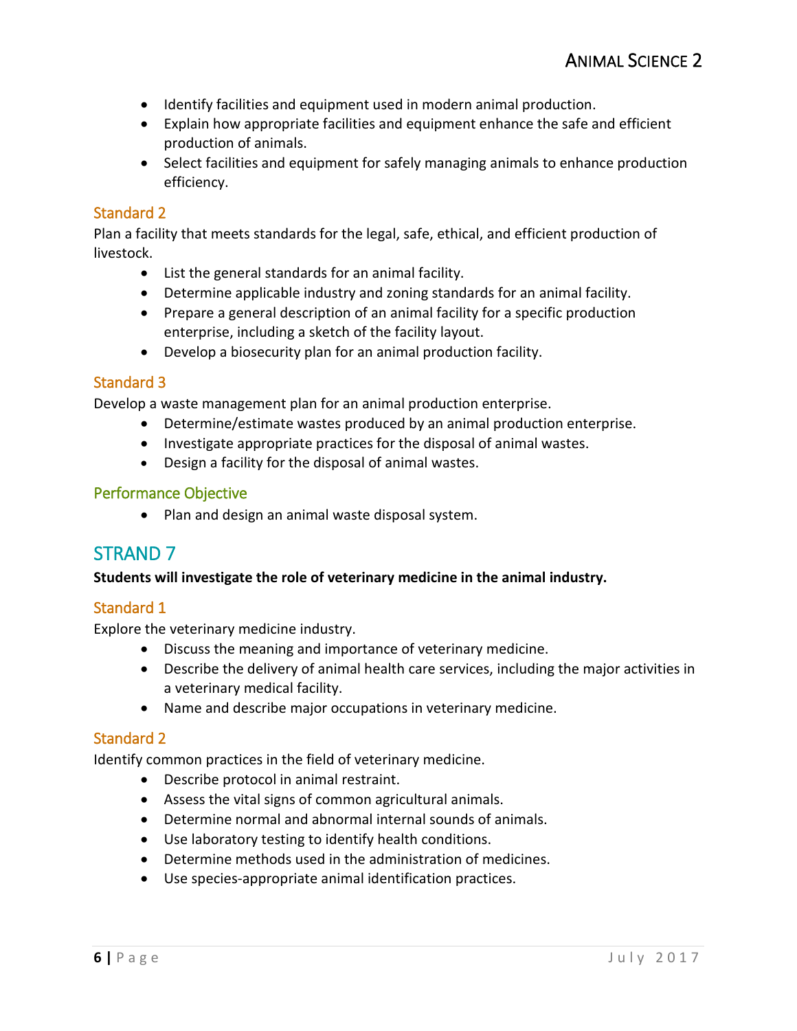- Identify facilities and equipment used in modern animal production.
- Explain how appropriate facilities and equipment enhance the safe and efficient production of animals.
- Select facilities and equipment for safely managing animals to enhance production efficiency.

### Standard 2

Plan a facility that meets standards for the legal, safe, ethical, and efficient production of livestock.

- List the general standards for an animal facility.
- Determine applicable industry and zoning standards for an animal facility.
- Prepare a general description of an animal facility for a specific production enterprise, including a sketch of the facility layout.
- Develop a biosecurity plan for an animal production facility.

### Standard 3

Develop a waste management plan for an animal production enterprise.

- Determine/estimate wastes produced by an animal production enterprise.
- Investigate appropriate practices for the disposal of animal wastes.
- Design a facility for the disposal of animal wastes.

### Performance Objective

- Plan and design an animal waste disposal system.

## STRAND 7

**Students will investigate the role of veterinary medicine in the animal industry.**

### Standard 1

Explore the veterinary medicine industry.

- Discuss the meaning and importance of veterinary medicine.
- Describe the delivery of animal health care services, including the major activities in a veterinary medical facility.
- Name and describe major occupations in veterinary medicine.

### Standard 2

Identify common practices in the field of veterinary medicine.

- Describe protocol in animal restraint.
- Assess the vital signs of common agricultural animals.
- Determine normal and abnormal internal sounds of animals.
- Use laboratory testing to identify health conditions.
- Determine methods used in the administration of medicines.
- Use species-appropriate animal identification practices.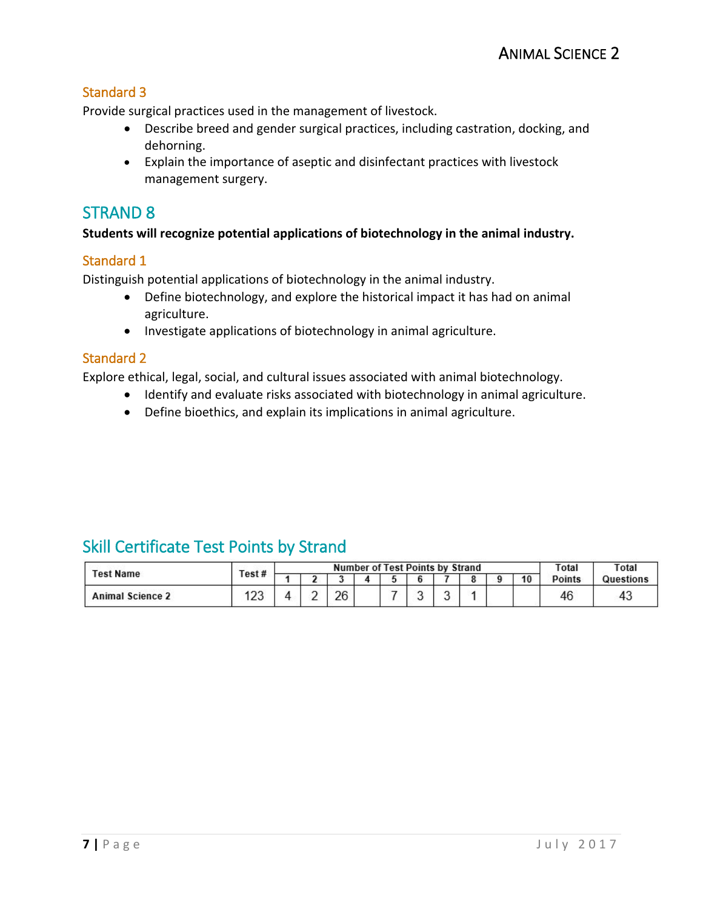### Standard 3

Provide surgical practices used in the management of livestock.

- Describe breed and gender surgical practices, including castration, docking, and dehorning.
- Explain the importance of aseptic and disinfectant practices with livestock management surgery.

## STRAND 8

**Students will recognize potential applications of biotechnology in the animal industry.**

### Standard 1

Distinguish potential applications of biotechnology in the animal industry.

- Define biotechnology, and explore the historical impact it has had on animal agriculture.
- Investigate applications of biotechnology in animal agriculture.

### Standard 2

Explore ethical, legal, social, and cultural issues associated with animal biotechnology.

- Identify and evaluate risks associated with biotechnology in animal agriculture.
- Define bioethics, and explain its implications in animal agriculture.

## Skill Certificate Test Points by Strand

| Test Name | Test # | Number of Test Points by Strand | | | | | | | | | | Total Points | Total Questions |
|---|---|---|---|---|---|---|---|---|---|---|---|---|---|
| | | 1 | 2 | 3 | 4 | 5 | 6 | 7 | 8 | 9 | 10 | | |
| Animal Science 2 | 123 | 4 | 2 | 26 | | 7 | 3 | 3 | 1 | | | 46 | 43 |